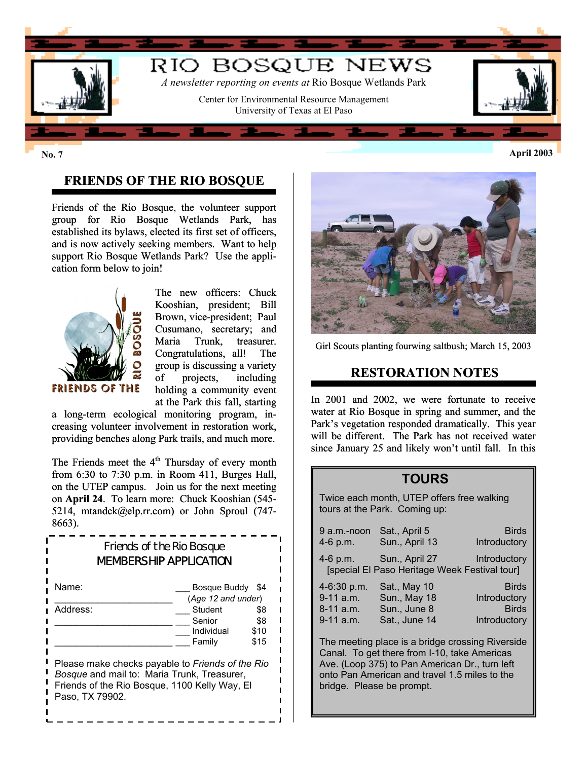# RIO BOSQUE NEWS

*A newsletter reporting on events at* Rio Bosque Wetlands Park

Center for Environmental Resource Management
University of Texas at El Paso

**No. 7** **April 2003**

## FRIENDS OF THE RIO BOSQUE

Friends of the Rio Bosque, the volunteer support group for Rio Bosque Wetlands Park, has established its bylaws, elected its first set of officers, and is now actively seeking members. Want to help support Rio Bosque Wetlands Park? Use the application form below to join!

The new officers: Chuck Kooshian, president; Bill Brown, vice-president; Paul Cusumano, secretary; and Maria Trunk, treasurer. Congratulations, all! The group is discussing a variety of projects, including holding a community event at the Park this fall, starting a long-term ecological monitoring program, increasing volunteer involvement in restoration work, providing benches along Park trails, and much more.

The Friends meet the 4th Thursday of every month from 6:30 to 7:30 p.m. in Room 411, Burges Hall, on the UTEP campus. Join us for the next meeting on **April 24**. To learn more: Chuck Kooshian (545-5214, mtandck@elp.rr.com) or John Sproul (747-8663).

---

**Friends of the Rio Bosque**
**MEMBERSHIP APPLICATION**

Name: ______________________

Address: ______________________

______________________

______________________

| | | |
|---|---|---|
| ___ | Bosque Buddy (*Age 12 and under*) | $4 |
| ___ | Student | $8 |
| ___ | Senior | $8 |
| ___ | Individual | $10 |
| ___ | Family | $15 |

Please make checks payable to *Friends of the Rio Bosque* and mail to: Maria Trunk, Treasurer, Friends of the Rio Bosque, 1100 Kelly Way, El Paso, TX 79902.

---

Girl Scouts planting fourwing saltbush; March 15, 2003

## RESTORATION NOTES

In 2001 and 2002, we were fortunate to receive water at Rio Bosque in spring and summer, and the Park's vegetation responded dramatically. This year will be different. The Park has not received water since January 25 and likely won't until fall. In this

---

### TOURS

Twice each month, UTEP offers free walking tours at the Park. Coming up:

| Time | Date | Type |
|---|---|---|
| 9 a.m.-noon | Sat., April 5 | Birds |
| 4-6 p.m. | Sun., April 13 | Introductory |
| 4-6 p.m. | Sun., April 27 | Introductory |
| | [special El Paso Heritage Week Festival tour] | |
| 4-6:30 p.m. | Sat., May 10 | Birds |
| 9-11 a.m. | Sun., May 18 | Introductory |
| 8-11 a.m. | Sun., June 8 | Birds |
| 9-11 a.m. | Sat., June 14 | Introductory |

The meeting place is a bridge crossing Riverside Canal. To get there from I-10, take Americas Ave. (Loop 375) to Pan American Dr., turn left onto Pan American and travel 1.5 miles to the bridge. Please be prompt.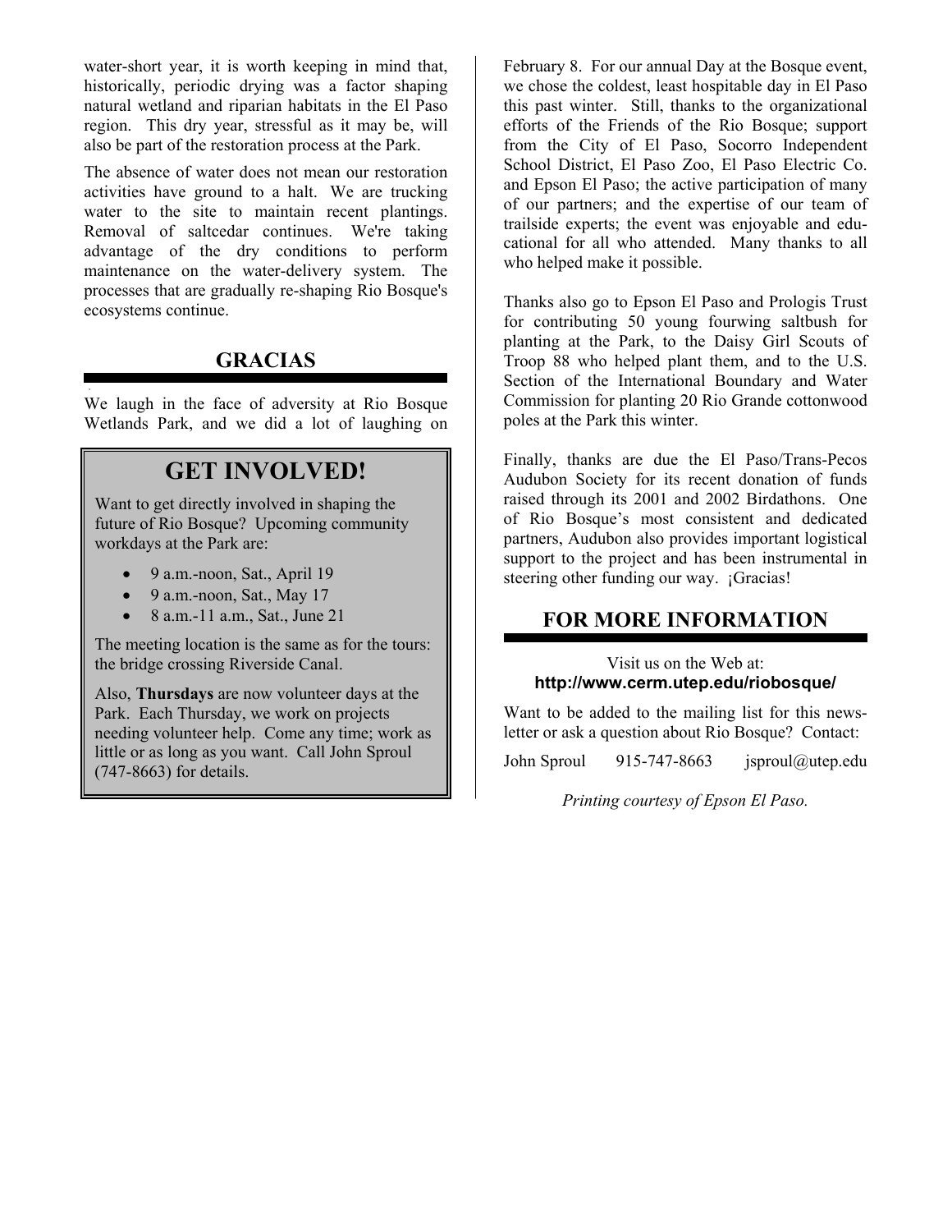water-short year, it is worth keeping in mind that, historically, periodic drying was a factor shaping natural wetland and riparian habitats in the El Paso region. This dry year, stressful as it may be, will also be part of the restoration process at the Park.

The absence of water does not mean our restoration activities have ground to a halt. We are trucking water to the site to maintain recent plantings. Removal of saltcedar continues. We're taking advantage of the dry conditions to perform maintenance on the water-delivery system. The processes that are gradually re-shaping Rio Bosque's ecosystems continue.

## GRACIAS

We laugh in the face of adversity at Rio Bosque Wetlands Park, and we did a lot of laughing on February 8. For our annual Day at the Bosque event, we chose the coldest, least hospitable day in El Paso this past winter. Still, thanks to the organizational efforts of the Friends of the Rio Bosque; support from the City of El Paso, Socorro Independent School District, El Paso Zoo, El Paso Electric Co. and Epson El Paso; the active participation of many of our partners; and the expertise of our team of trailside experts; the event was enjoyable and educational for all who attended. Many thanks to all who helped make it possible.

Thanks also go to Epson El Paso and Prologis Trust for contributing 50 young fourwing saltbush for planting at the Park, to the Daisy Girl Scouts of Troop 88 who helped plant them, and to the U.S. Section of the International Boundary and Water Commission for planting 20 Rio Grande cottonwood poles at the Park this winter.

Finally, thanks are due the El Paso/Trans-Pecos Audubon Society for its recent donation of funds raised through its 2001 and 2002 Birdathons. One of Rio Bosque's most consistent and dedicated partners, Audubon also provides important logistical support to the project and has been instrumental in steering other funding our way. ¡Gracias!

## GET INVOLVED!

Want to get directly involved in shaping the future of Rio Bosque? Upcoming community workdays at the Park are:

- 9 a.m.-noon, Sat., April 19
- 9 a.m.-noon, Sat., May 17
- 8 a.m.-11 a.m., Sat., June 21

The meeting location is the same as for the tours: the bridge crossing Riverside Canal.

Also, **Thursdays** are now volunteer days at the Park. Each Thursday, we work on projects needing volunteer help. Come any time; work as little or as long as you want. Call John Sproul (747-8663) for details.

## FOR MORE INFORMATION

Visit us on the Web at:
**http://www.cerm.utep.edu/riobosque/**

Want to be added to the mailing list for this newsletter or ask a question about Rio Bosque? Contact:

John Sproul 915-747-8663 jsproul@utep.edu

*Printing courtesy of Epson El Paso.*